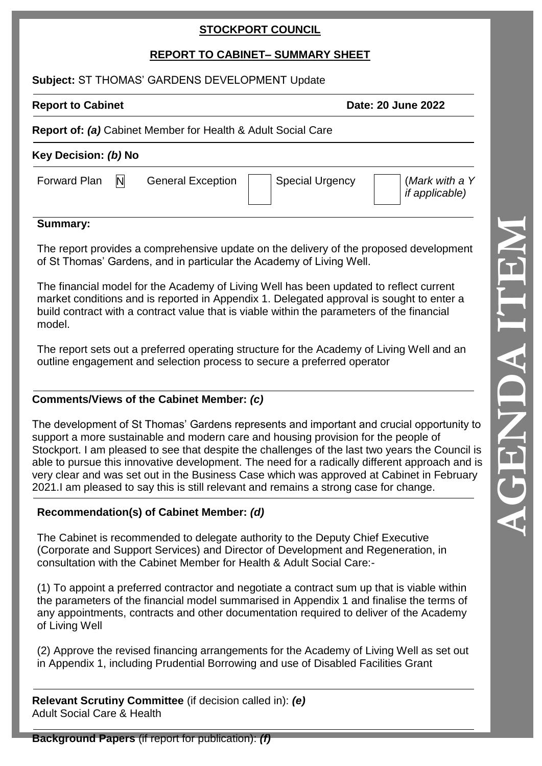**STOCKPORT COUNCIL**

**REPORT TO CABINET– SUMMARY SHEET**

**Subject:** ST THOMAS' GARDENS DEVELOPMENT Update

**Report to Cabinet** **Date: 20 June 2022**

**Report of:** ***(a)*** Cabinet Member for Health & Adult Social Care

**Key Decision:** ***(b)*** **No**

| Forward Plan | N | General Exception | | Special Urgency | | (*Mark with a Y if applicable)* |
|---|---|---|---|---|---|---|

**Summary:**

The report provides a comprehensive update on the delivery of the proposed development of St Thomas' Gardens, and in particular the Academy of Living Well.

The financial model for the Academy of Living Well has been updated to reflect current market conditions and is reported in Appendix 1. Delegated approval is sought to enter a build contract with a contract value that is viable within the parameters of the financial model.

The report sets out a preferred operating structure for the Academy of Living Well and an outline engagement and selection process to secure a preferred operator

**Comments/Views of the Cabinet Member:** ***(c)***

The development of St Thomas' Gardens represents and important and crucial opportunity to support a more sustainable and modern care and housing provision for the people of Stockport. I am pleased to see that despite the challenges of the last two years the Council is able to pursue this innovative development. The need for a radically different approach and is very clear and was set out in the Business Case which was approved at Cabinet in February 2021.I am pleased to say this is still relevant and remains a strong case for change.

**Recommendation(s) of Cabinet Member:** ***(d)***

The Cabinet is recommended to delegate authority to the Deputy Chief Executive (Corporate and Support Services) and Director of Development and Regeneration, in consultation with the Cabinet Member for Health & Adult Social Care:-

(1) To appoint a preferred contractor and negotiate a contract sum up that is viable within the parameters of the financial model summarised in Appendix 1 and finalise the terms of any appointments, contracts and other documentation required to deliver of the Academy of Living Well

(2) Approve the revised financing arrangements for the Academy of Living Well as set out in Appendix 1, including Prudential Borrowing and use of Disabled Facilities Grant

**Relevant Scrutiny Committee** (if decision called in): ***(e)***
Adult Social Care & Health

**Background Papers** (if report for publication): ***(f)***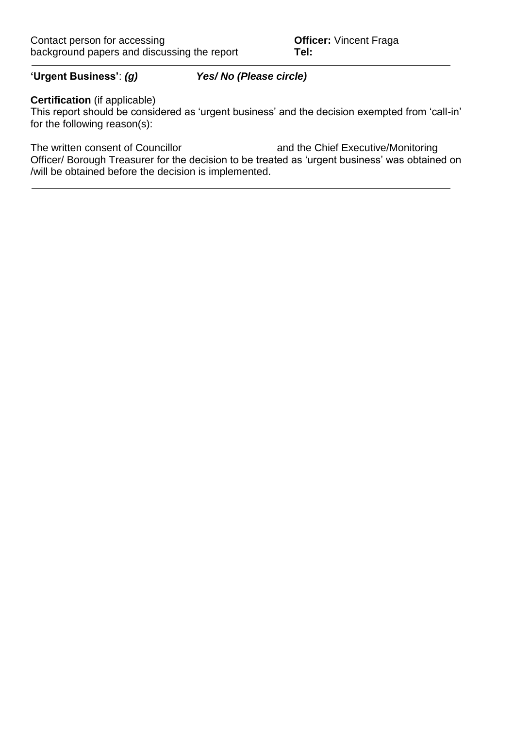Contact person for accessing background papers and discussing the report

**Officer:** Vincent Fraga
**Tel:**

---

**'Urgent Business'**: ***(g)*** ***Yes/ No (Please circle)***

**Certification** (if applicable)
This report should be considered as 'urgent business' and the decision exempted from 'call-in' for the following reason(s):

The written consent of Councillor and the Chief Executive/Monitoring Officer/ Borough Treasurer for the decision to be treated as 'urgent business' was obtained on /will be obtained before the decision is implemented.

---